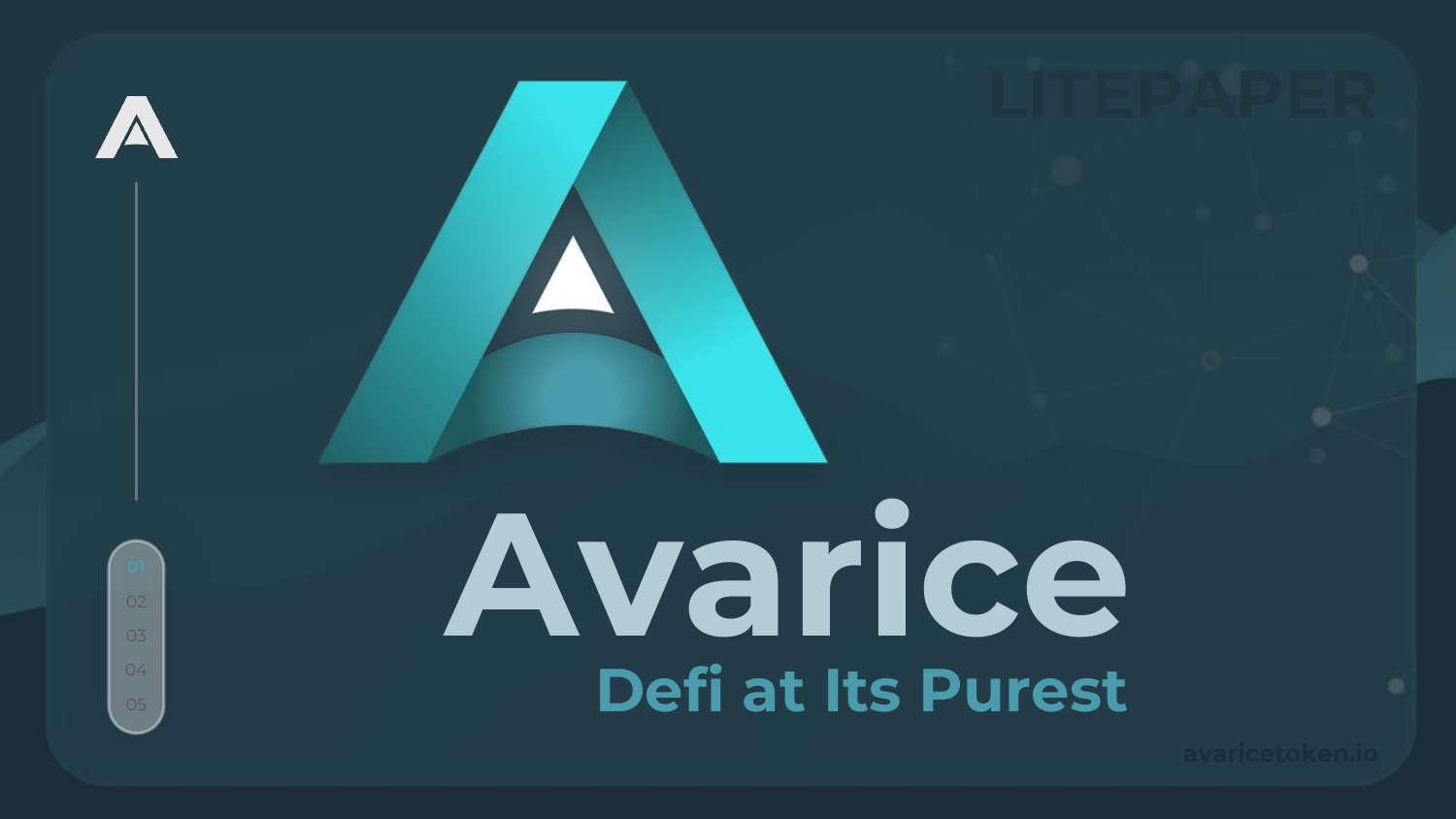LITEPAPER

# Avarice

## Defi at Its Purest

01
02
03
04
05

avaricetoken.io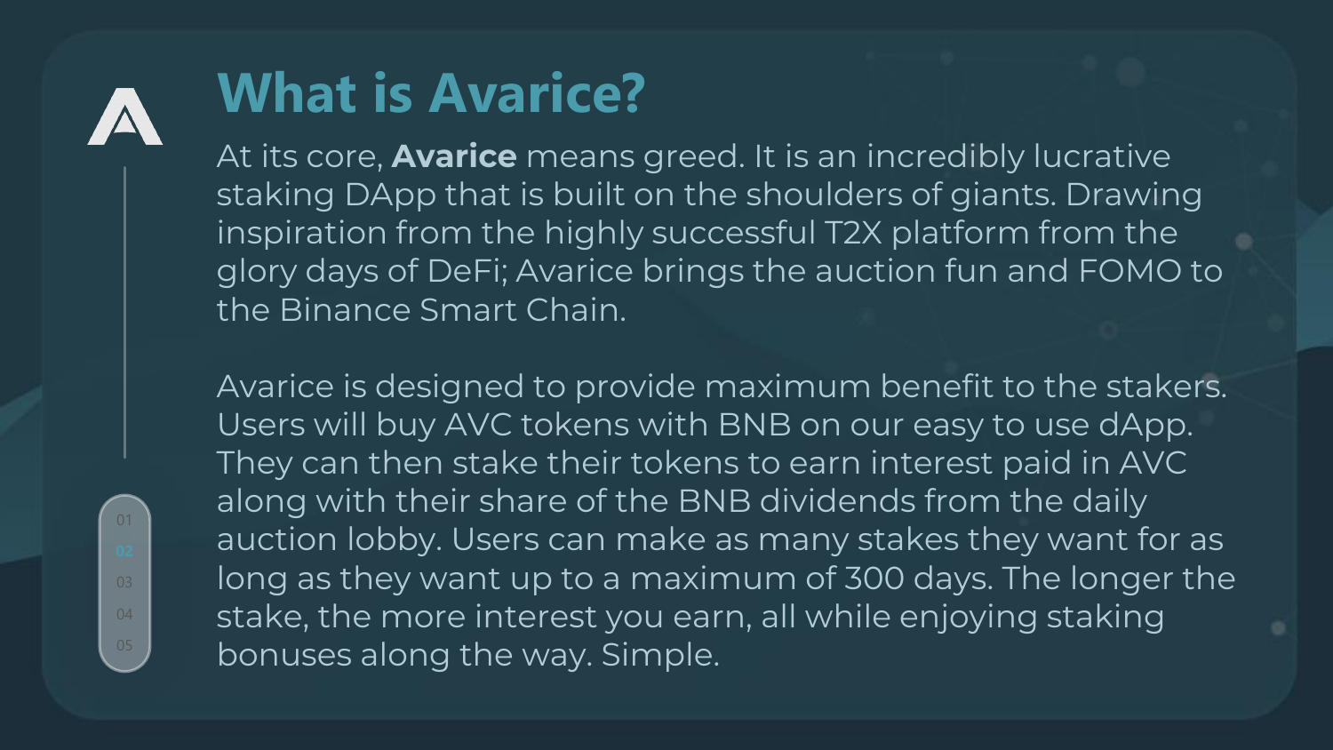# What is Avarice?

At its core, **Avarice** means greed. It is an incredibly lucrative staking DApp that is built on the shoulders of giants. Drawing inspiration from the highly successful T2X platform from the glory days of DeFi; Avarice brings the auction fun and FOMO to the Binance Smart Chain.

Avarice is designed to provide maximum benefit to the stakers. Users will buy AVC tokens with BNB on our easy to use dApp. They can then stake their tokens to earn interest paid in AVC along with their share of the BNB dividends from the daily auction lobby. Users can make as many stakes they want for as long as they want up to a maximum of 300 days. The longer the stake, the more interest you earn, all while enjoying staking bonuses along the way. Simple.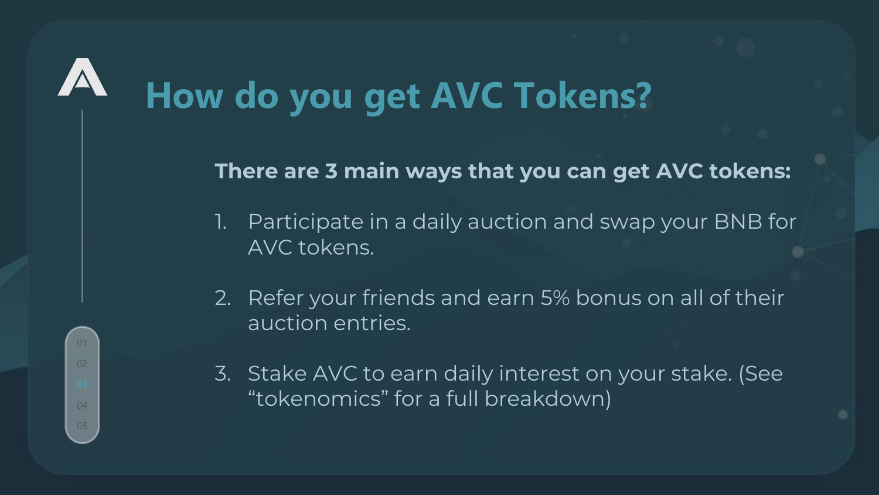# How do you get AVC Tokens?

**There are 3 main ways that you can get AVC tokens:**

1. Participate in a daily auction and swap your BNB for AVC tokens.
2. Refer your friends and earn 5% bonus on all of their auction entries.
3. Stake AVC to earn daily interest on your stake. (See “tokenomics” for a full breakdown)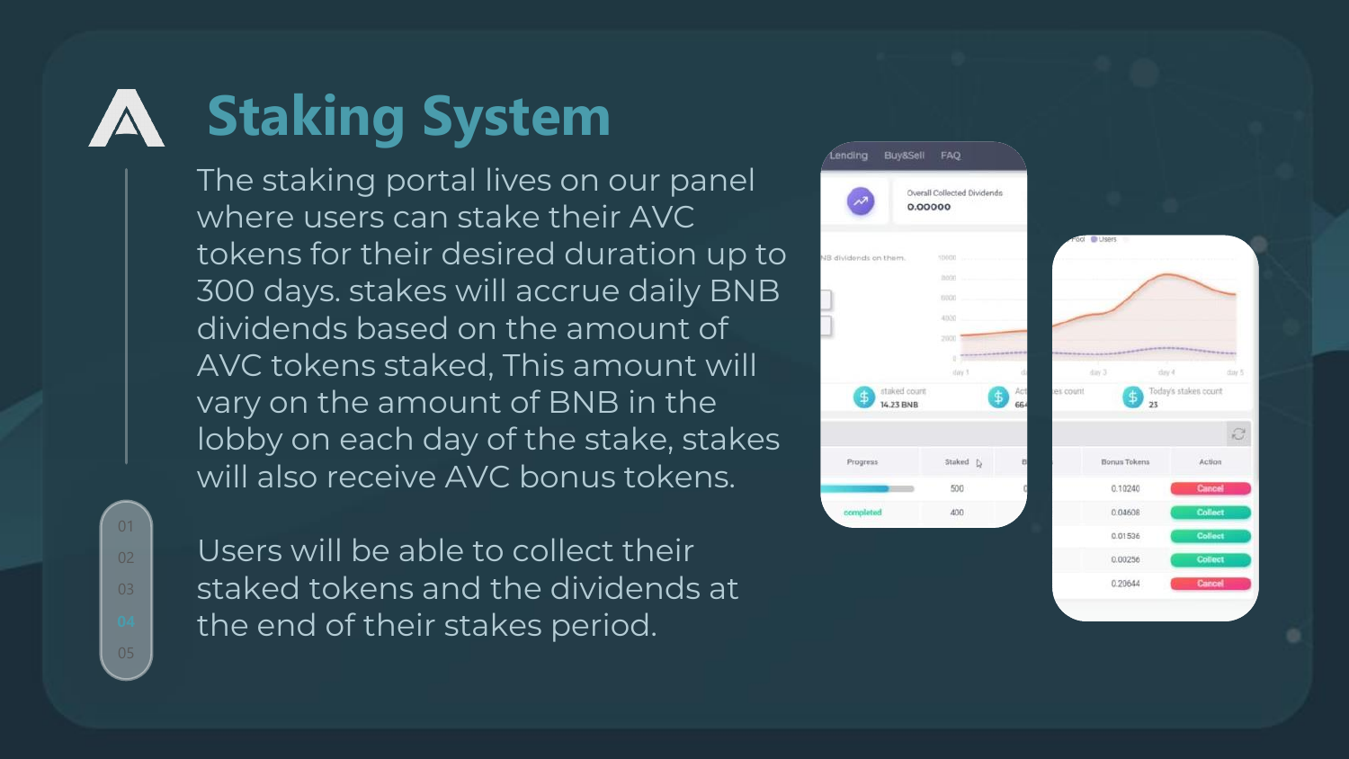# Staking System

The staking portal lives on our panel where users can stake their AVC tokens for their desired duration up to 300 days. stakes will accrue daily BNB dividends based on the amount of AVC tokens staked, This amount will vary on the amount of BNB in the lobby on each day of the stake, stakes will also receive AVC bonus tokens.

Users will be able to collect their staked tokens and the dividends at the end of their stakes period.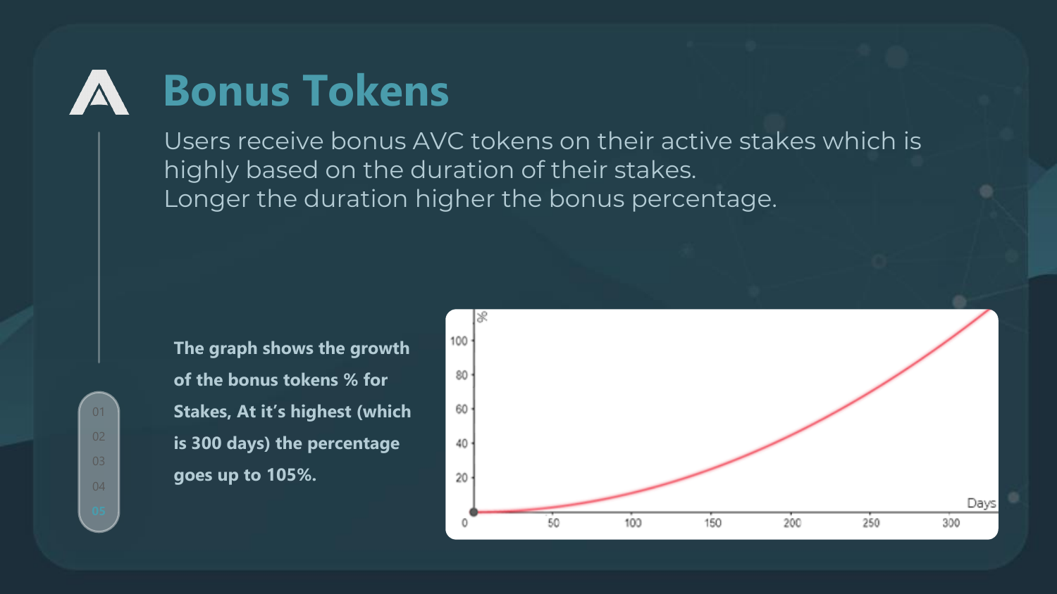# Bonus Tokens

Users receive bonus AVC tokens on their active stakes which is highly based on the duration of their stakes.
Longer the duration higher the bonus percentage.

**The graph shows the growth of the bonus tokens % for Stakes, At it's highest (which is 300 days) the percentage goes up to 105%.**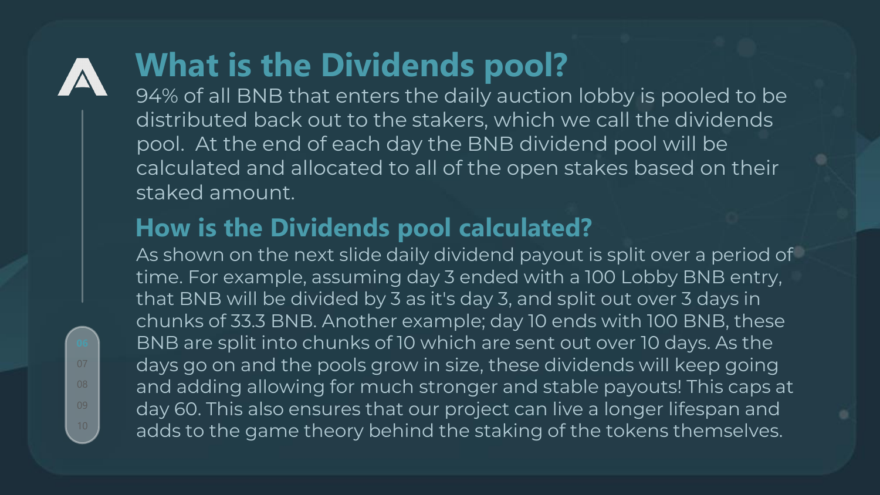# What is the Dividends pool?

94% of all BNB that enters the daily auction lobby is pooled to be distributed back out to the stakers, which we call the dividends pool. At the end of each day the BNB dividend pool will be calculated and allocated to all of the open stakes based on their staked amount.

## How is the Dividends pool calculated?

As shown on the next slide daily dividend payout is split over a period of time. For example, assuming day 3 ended with a 100 Lobby BNB entry, that BNB will be divided by 3 as it's day 3, and split out over 3 days in chunks of 33.3 BNB. Another example; day 10 ends with 100 BNB, these BNB are split into chunks of 10 which are sent out over 10 days. As the days go on and the pools grow in size, these dividends will keep going and adding allowing for much stronger and stable payouts! This caps at day 60. This also ensures that our project can live a longer lifespan and adds to the game theory behind the staking of the tokens themselves.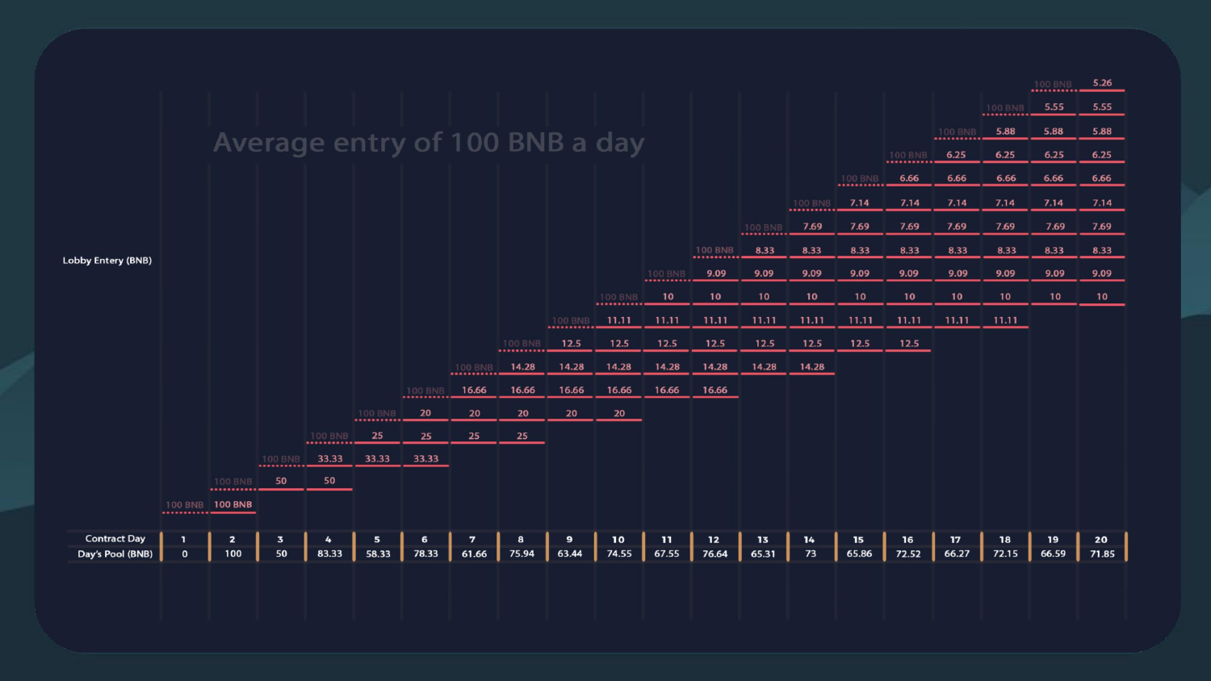## Average entry of 100 BNB a day

| Lobby Entery (BNB) | | | | | | | | | | | | | | | | | | | | |
|---|---|---|---|---|---|---|---|---|---|---|---|---|---|---|---|---|---|---|---|---|
| | | | | | | | | | | | | | | | | | | | 100 BNB | 5.26 |
| | | | | | | | | | | | | | | | | | | 100 BNB | 5.55 | 5.55 |
| | | | | | | | | | | | | | | | | | 100 BNB | 5.88 | 5.88 | 5.88 |
| | | | | | | | | | | | | | | | | 100 BNB | 6.25 | 6.25 | 6.25 | 6.25 |
| | | | | | | | | | | | | | | | 100 BNB | 6.66 | 6.66 | 6.66 | 6.66 | 6.66 |
| | | | | | | | | | | | | | | 100 BNB | 7.14 | 7.14 | 7.14 | 7.14 | 7.14 | 7.14 |
| | | | | | | | | | | | | | 100 BNB | 7.69 | 7.69 | 7.69 | 7.69 | 7.69 | 7.69 | 7.69 |
| | | | | | | | | | | | | 100 BNB | 8.33 | 8.33 | 8.33 | 8.33 | 8.33 | 8.33 | 8.33 | 8.33 |
| | | | | | | | | | | | 100 BNB | 9.09 | 9.09 | 9.09 | 9.09 | 9.09 | 9.09 | 9.09 | 9.09 | 9.09 |
| | | | | | | | | | | 100 BNB | 10 | 10 | 10 | 10 | 10 | 10 | 10 | 10 | 10 | 10 |
| | | | | | | | | | 100 BNB | 11.11 | 11.11 | 11.11 | 11.11 | 11.11 | 11.11 | 11.11 | 11.11 | 11.11 | | |
| | | | | | | | | 100 BNB | 12.5 | 12.5 | 12.5 | 12.5 | 12.5 | 12.5 | 12.5 | 12.5 | | | | |
| | | | | | | | 100 BNB | 14.28 | 14.28 | 14.28 | 14.28 | 14.28 | 14.28 | 14.28 | | | | | | |
| | | | | | | 100 BNB | 16.66 | 16.66 | 16.66 | 16.66 | 16.66 | 16.66 | | | | | | | | |
| | | | | | 100 BNB | 20 | 20 | 20 | 20 | 20 | | | | | | | | | | |
| | | | | 100 BNB | 25 | 25 | 25 | 25 | | | | | | | | | | | | |
| | | | 100 BNB | 33.33 | 33.33 | 33.33 | | | | | | | | | | | | | | |
| | | 100 BNB | 50 | 50 | | | | | | | | | | | | | | | | |
| | 100 BNB | 100 BNB | | | | | | | | | | | | | | | | | | |
| **Contract Day** | 1 | 2 | 3 | 4 | 5 | 6 | 7 | 8 | 9 | 10 | 11 | 12 | 13 | 14 | 15 | 16 | 17 | 18 | 19 | 20 |
| **Day's Pool (BNB)** | 0 | 100 | 50 | 83.33 | 58.33 | 78.33 | 61.66 | 75.94 | 63.44 | 74.55 | 67.55 | 76.64 | 65.31 | 73 | 65.86 | 72.52 | 66.27 | 72.15 | 66.59 | 71.85 |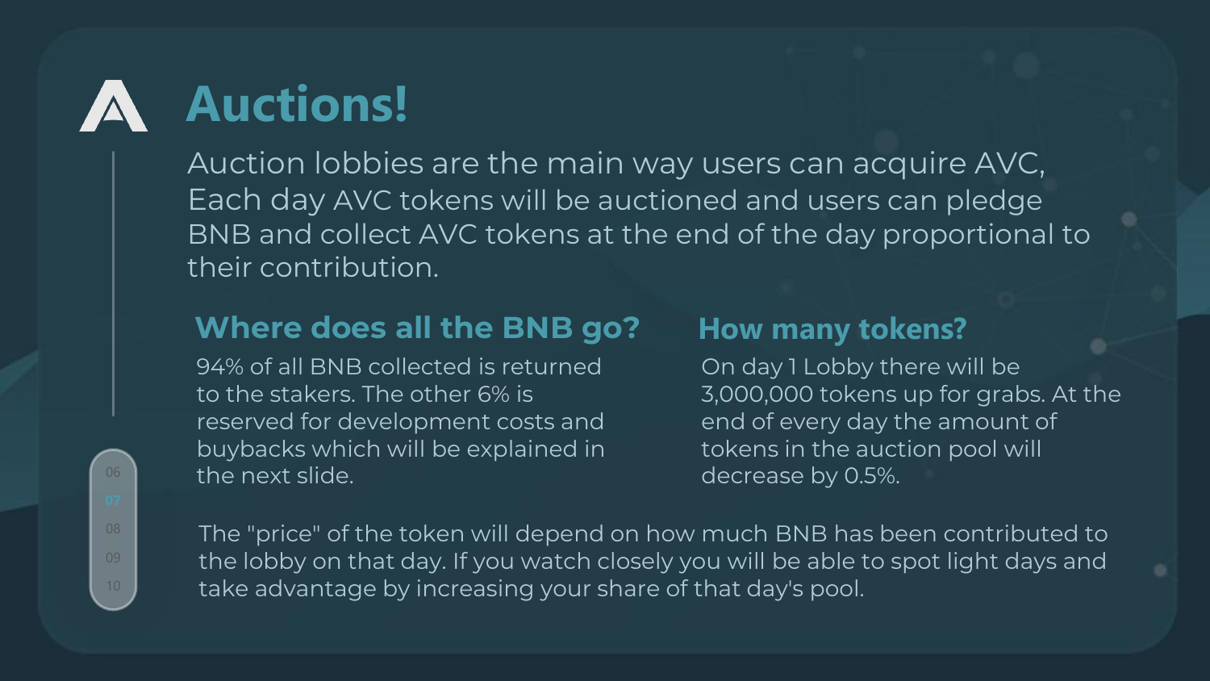# Auctions!

Auction lobbies are the main way users can acquire AVC, Each day AVC tokens will be auctioned and users can pledge BNB and collect AVC tokens at the end of the day proportional to their contribution.

## Where does all the BNB go?

94% of all BNB collected is returned to the stakers. The other 6% is reserved for development costs and buybacks which will be explained in the next slide.

## How many tokens?

On day 1 Lobby there will be 3,000,000 tokens up for grabs. At the end of every day the amount of tokens in the auction pool will decrease by 0.5%.

The "price" of the token will depend on how much BNB has been contributed to the lobby on that day. If you watch closely you will be able to spot light days and take advantage by increasing your share of that day's pool.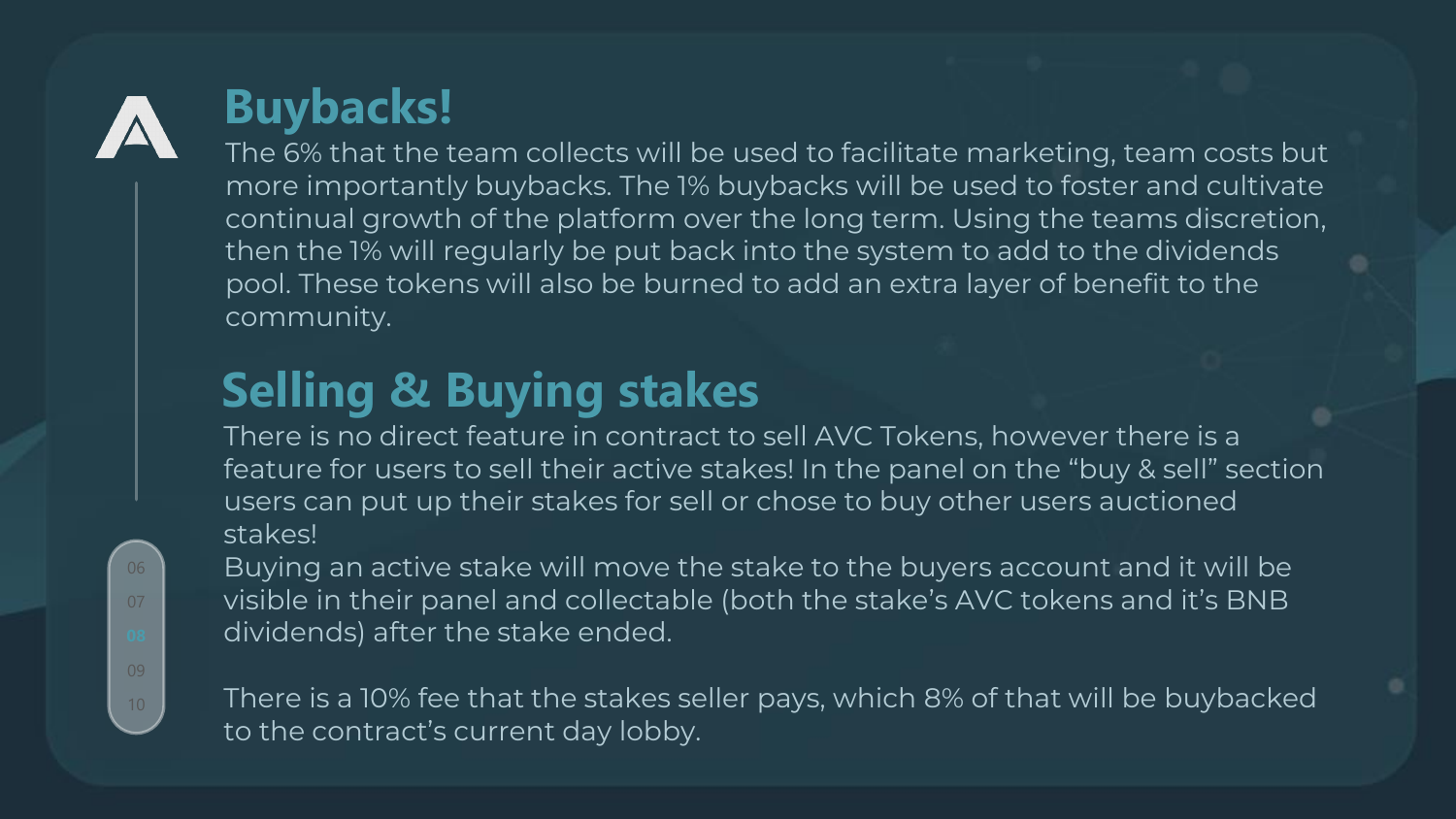## Buybacks!

The 6% that the team collects will be used to facilitate marketing, team costs but more importantly buybacks. The 1% buybacks will be used to foster and cultivate continual growth of the platform over the long term. Using the teams discretion, then the 1% will regularly be put back into the system to add to the dividends pool. These tokens will also be burned to add an extra layer of benefit to the community.

## Selling & Buying stakes

There is no direct feature in contract to sell AVC Tokens, however there is a feature for users to sell their active stakes! In the panel on the "buy & sell" section users can put up their stakes for sell or chose to buy other users auctioned stakes!

Buying an active stake will move the stake to the buyers account and it will be visible in their panel and collectable (both the stake's AVC tokens and it's BNB dividends) after the stake ended.

There is a 10% fee that the stakes seller pays, which 8% of that will be buybacked to the contract's current day lobby.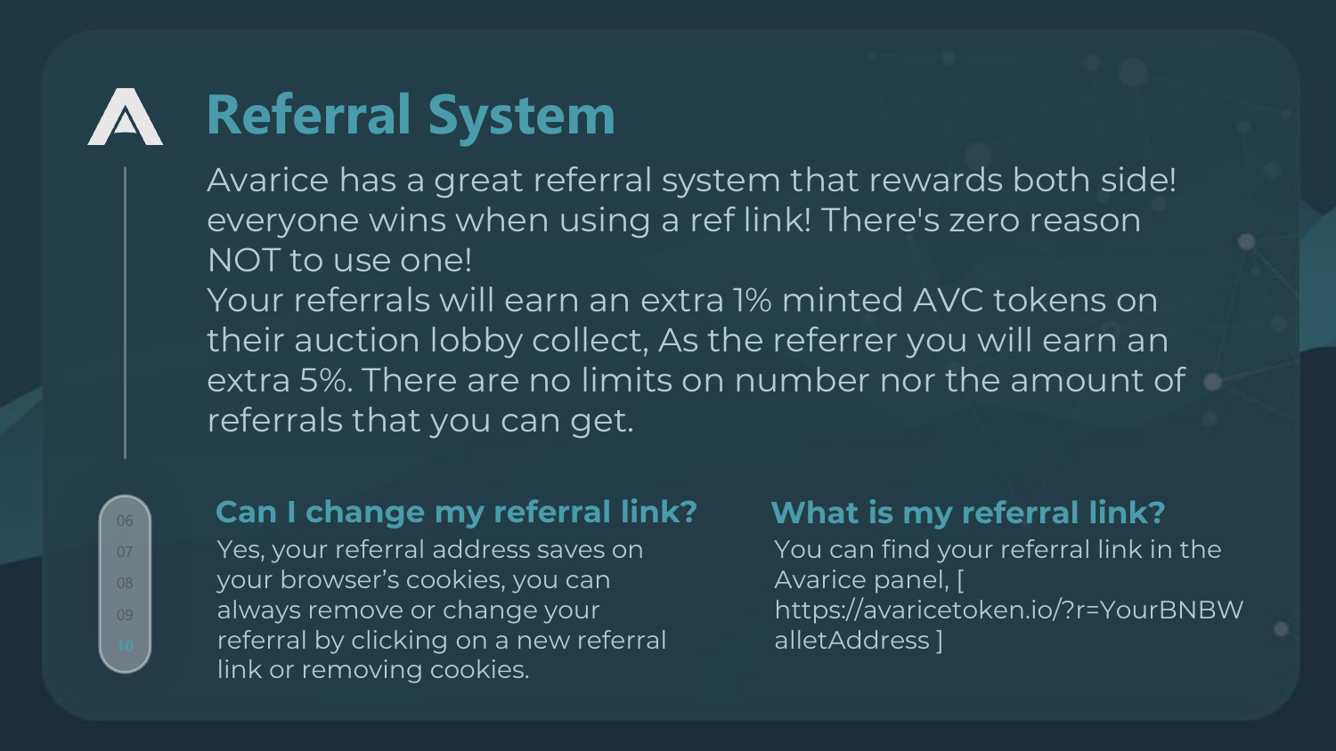# Referral System

Avarice has a great referral system that rewards both side! everyone wins when using a ref link! There's zero reason NOT to use one!
Your referrals will earn an extra 1% minted AVC tokens on their auction lobby collect, As the referrer you will earn an extra 5%. There are no limits on number nor the amount of referrals that you can get.

## Can I change my referral link?

Yes, your referral address saves on your browser's cookies, you can always remove or change your referral by clicking on a new referral link or removing cookies.

## What is my referral link?

You can find your referral link in the Avarice panel, [ https://avaricetoken.io/?r=YourBNBWalletAddress ]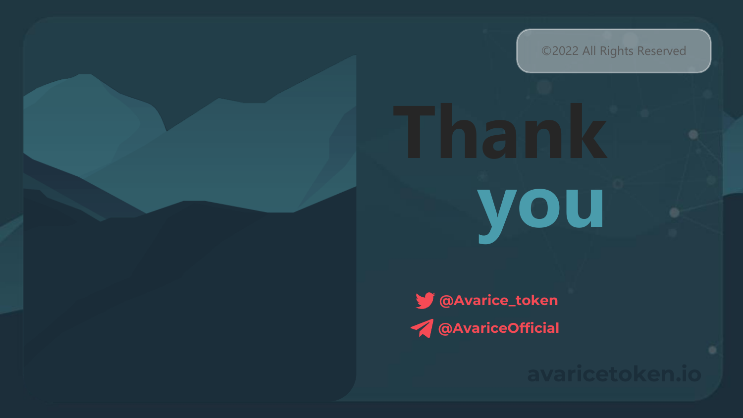©2022 All Rights Reserved

# Thank you

@Avarice_token

@AvariceOfficial

avaricetoken.io